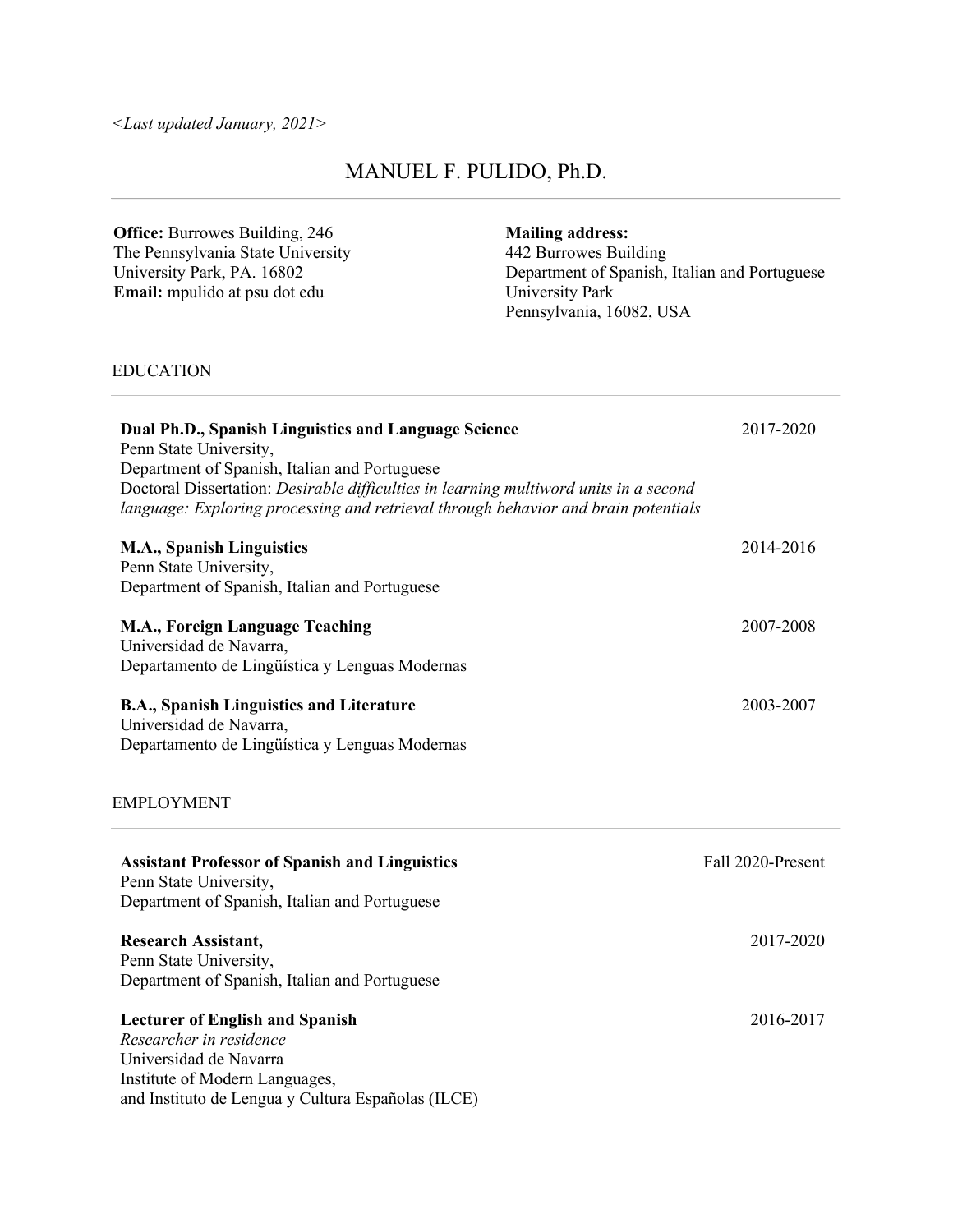*<Last updated January, 2021>*

# MANUEL F. PULIDO, Ph.D.

**Office:** Burrowes Building, 246
The Pennsylvania State University
University Park, PA. 16802
**Email:** mpulido at psu dot edu

**Mailing address:**
442 Burrowes Building
Department of Spanish, Italian and Portuguese
University Park
Pennsylvania, 16082, USA

## EDUCATION

**Dual Ph.D., Spanish Linguistics and Language Science** — 2017-2020
Penn State University,
Department of Spanish, Italian and Portuguese
Doctoral Dissertation: *Desirable difficulties in learning multiword units in a second language: Exploring processing and retrieval through behavior and brain potentials*

**M.A., Spanish Linguistics** — 2014-2016
Penn State University,
Department of Spanish, Italian and Portuguese

**M.A., Foreign Language Teaching** — 2007-2008
Universidad de Navarra,
Departamento de Lingüística y Lenguas Modernas

**B.A., Spanish Linguistics and Literature** — 2003-2007
Universidad de Navarra,
Departamento de Lingüística y Lenguas Modernas

## EMPLOYMENT

**Assistant Professor of Spanish and Linguistics** — Fall 2020-Present
Penn State University,
Department of Spanish, Italian and Portuguese

**Research Assistant,** — 2017-2020
Penn State University,
Department of Spanish, Italian and Portuguese

**Lecturer of English and Spanish** — 2016-2017
*Researcher in residence*
Universidad de Navarra
Institute of Modern Languages,
and Instituto de Lengua y Cultura Españolas (ILCE)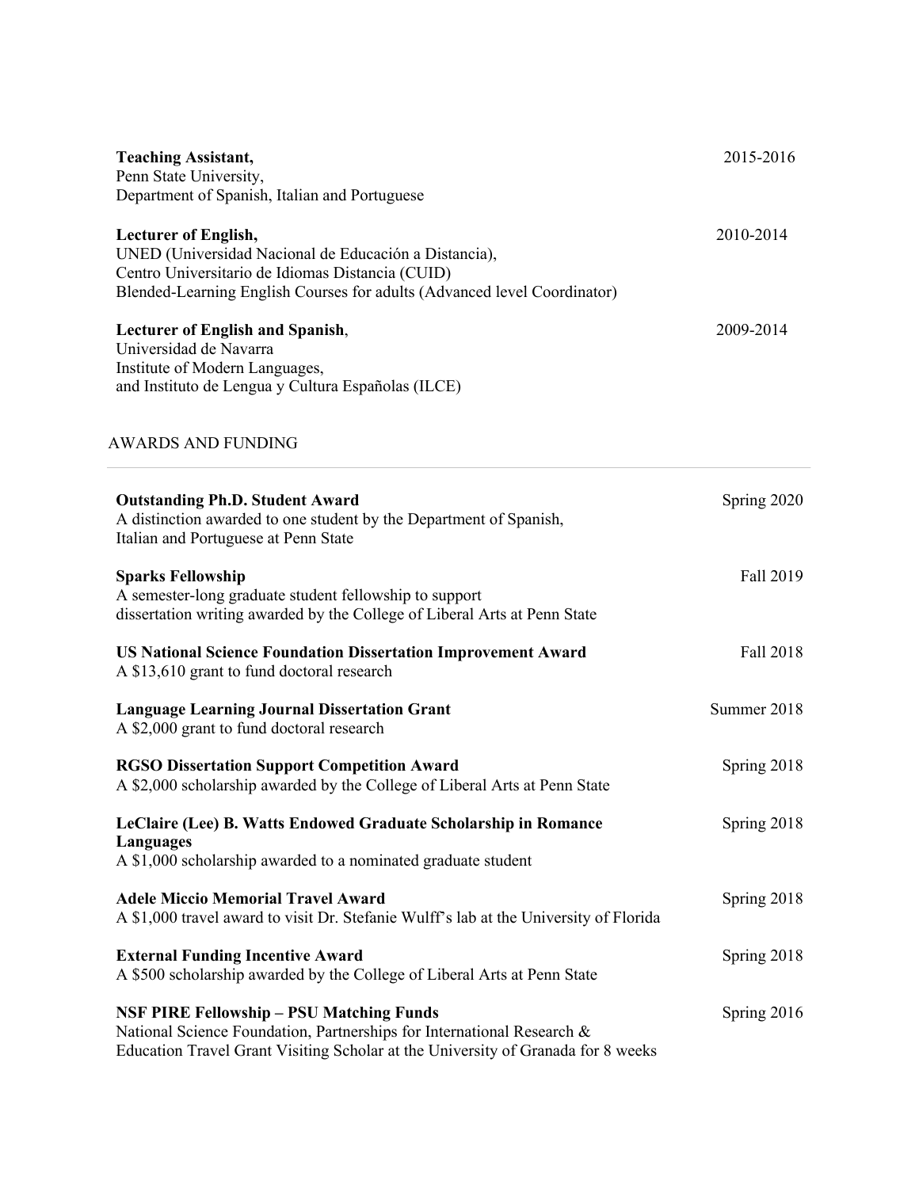**Teaching Assistant,** 2015-2016
Penn State University,
Department of Spanish, Italian and Portuguese

**Lecturer of English,** 2010-2014
UNED (Universidad Nacional de Educación a Distancia),
Centro Universitario de Idiomas Distancia (CUID)
Blended-Learning English Courses for adults (Advanced level Coordinator)

**Lecturer of English and Spanish**, 2009-2014
Universidad de Navarra
Institute of Modern Languages,
and Instituto de Lengua y Cultura Españolas (ILCE)

## AWARDS AND FUNDING

---

**Outstanding Ph.D. Student Award** Spring 2020
A distinction awarded to one student by the Department of Spanish, Italian and Portuguese at Penn State

**Sparks Fellowship** Fall 2019
A semester-long graduate student fellowship to support dissertation writing awarded by the College of Liberal Arts at Penn State

**US National Science Foundation Dissertation Improvement Award** Fall 2018
A $13,610 grant to fund doctoral research

**Language Learning Journal Dissertation Grant** Summer 2018
A $2,000 grant to fund doctoral research

**RGSO Dissertation Support Competition Award** Spring 2018
A $2,000 scholarship awarded by the College of Liberal Arts at Penn State

**LeClaire (Lee) B. Watts Endowed Graduate Scholarship in Romance Languages** Spring 2018
A $1,000 scholarship awarded to a nominated graduate student

**Adele Miccio Memorial Travel Award** Spring 2018
A $1,000 travel award to visit Dr. Stefanie Wulff's lab at the University of Florida

**External Funding Incentive Award** Spring 2018
A $500 scholarship awarded by the College of Liberal Arts at Penn State

**NSF PIRE Fellowship – PSU Matching Funds** Spring 2016
National Science Foundation, Partnerships for International Research & Education Travel Grant Visiting Scholar at the University of Granada for 8 weeks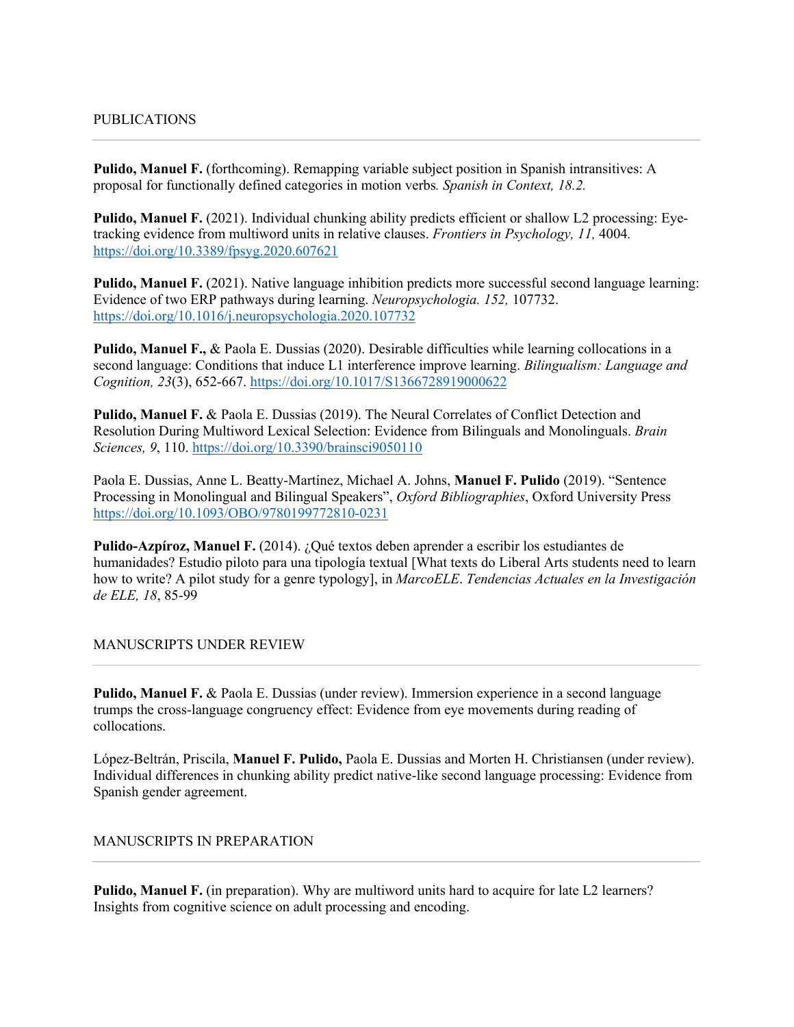## PUBLICATIONS

**Pulido, Manuel F.** (forthcoming). Remapping variable subject position in Spanish intransitives: A proposal for functionally defined categories in motion verbs*. Spanish in Context, 18.2.*

**Pulido, Manuel F.** (2021). Individual chunking ability predicts efficient or shallow L2 processing: Eye-tracking evidence from multiword units in relative clauses. *Frontiers in Psychology, 11,* 4004*.* https://doi.org/10.3389/fpsyg.2020.607621

**Pulido, Manuel F.** (2021). Native language inhibition predicts more successful second language learning: Evidence of two ERP pathways during learning. *Neuropsychologia. 152,* 107732. https://doi.org/10.1016/j.neuropsychologia.2020.107732

**Pulido, Manuel F.,** & Paola E. Dussias (2020). Desirable difficulties while learning collocations in a second language: Conditions that induce L1 interference improve learning. *Bilingualism: Language and Cognition, 23*(3), 652-667. https://doi.org/10.1017/S1366728919000622

**Pulido, Manuel F.** & Paola E. Dussias (2019). The Neural Correlates of Conflict Detection and Resolution During Multiword Lexical Selection: Evidence from Bilinguals and Monolinguals. *Brain Sciences, 9*, 110. https://doi.org/10.3390/brainsci9050110

Paola E. Dussias, Anne L. Beatty-Martínez, Michael A. Johns, **Manuel F. Pulido** (2019). "Sentence Processing in Monolingual and Bilingual Speakers", *Oxford Bibliographies*, Oxford University Press https://doi.org/10.1093/OBO/9780199772810-0231

**Pulido-Azpíroz, Manuel F.** (2014). ¿Qué textos deben aprender a escribir los estudiantes de humanidades? Estudio piloto para una tipología textual [What texts do Liberal Arts students need to learn how to write? A pilot study for a genre typology], in *MarcoELE*. *Tendencias Actuales en la Investigación de ELE, 18*, 85-99

## MANUSCRIPTS UNDER REVIEW

**Pulido, Manuel F.** & Paola E. Dussias (under review). Immersion experience in a second language trumps the cross-language congruency effect: Evidence from eye movements during reading of collocations.

López-Beltrán, Priscila, **Manuel F. Pulido,** Paola E. Dussias and Morten H. Christiansen (under review). Individual differences in chunking ability predict native-like second language processing: Evidence from Spanish gender agreement.

## MANUSCRIPTS IN PREPARATION

**Pulido, Manuel F.** (in preparation). Why are multiword units hard to acquire for late L2 learners? Insights from cognitive science on adult processing and encoding.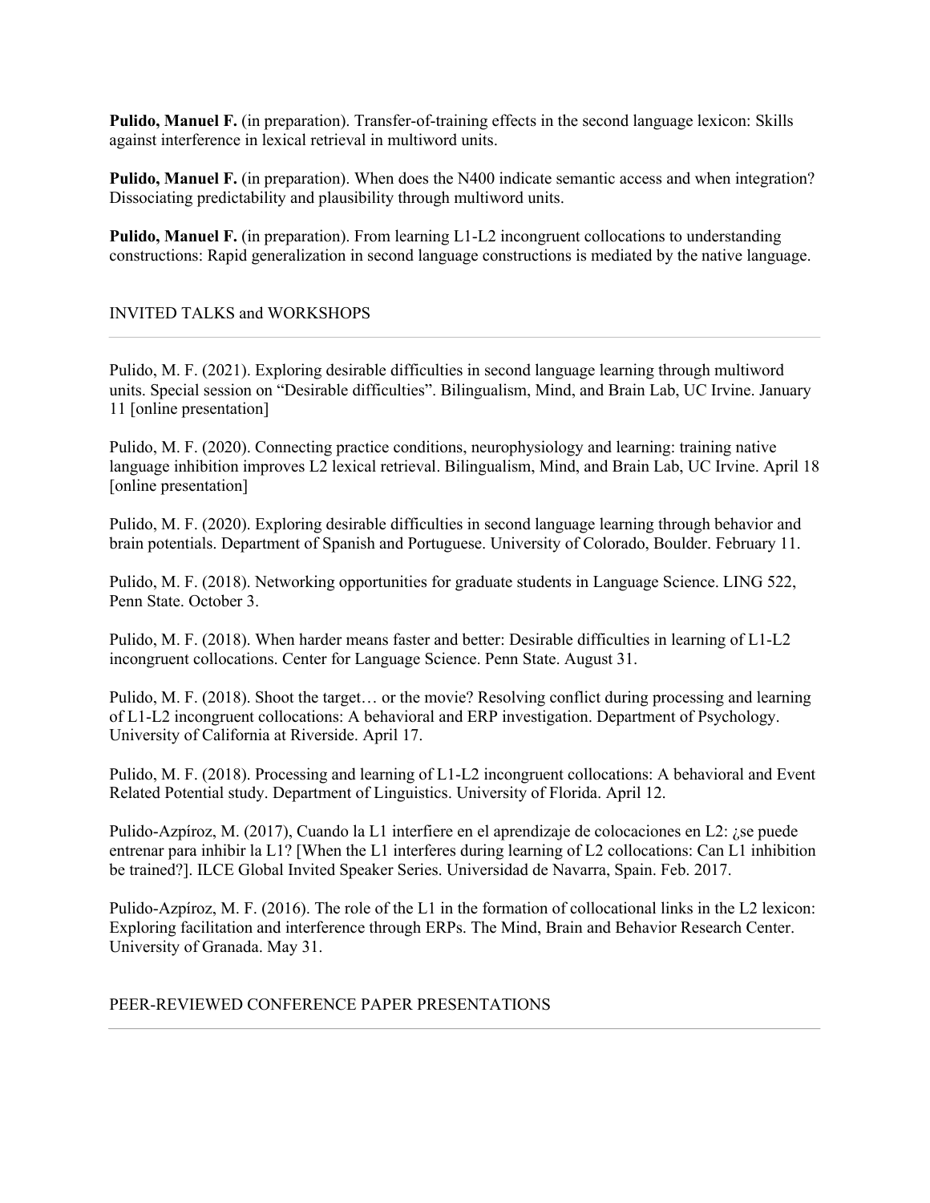**Pulido, Manuel F.** (in preparation). Transfer-of-training effects in the second language lexicon: Skills against interference in lexical retrieval in multiword units.

**Pulido, Manuel F.** (in preparation). When does the N400 indicate semantic access and when integration? Dissociating predictability and plausibility through multiword units.

**Pulido, Manuel F.** (in preparation). From learning L1-L2 incongruent collocations to understanding constructions: Rapid generalization in second language constructions is mediated by the native language.

## INVITED TALKS and WORKSHOPS

---

Pulido, M. F. (2021). Exploring desirable difficulties in second language learning through multiword units. Special session on "Desirable difficulties". Bilingualism, Mind, and Brain Lab, UC Irvine. January 11 [online presentation]

Pulido, M. F. (2020). Connecting practice conditions, neurophysiology and learning: training native language inhibition improves L2 lexical retrieval. Bilingualism, Mind, and Brain Lab, UC Irvine. April 18 [online presentation]

Pulido, M. F. (2020). Exploring desirable difficulties in second language learning through behavior and brain potentials. Department of Spanish and Portuguese. University of Colorado, Boulder. February 11.

Pulido, M. F. (2018). Networking opportunities for graduate students in Language Science. LING 522, Penn State. October 3.

Pulido, M. F. (2018). When harder means faster and better: Desirable difficulties in learning of L1-L2 incongruent collocations. Center for Language Science. Penn State. August 31.

Pulido, M. F. (2018). Shoot the target… or the movie? Resolving conflict during processing and learning of L1-L2 incongruent collocations: A behavioral and ERP investigation. Department of Psychology. University of California at Riverside. April 17.

Pulido, M. F. (2018). Processing and learning of L1-L2 incongruent collocations: A behavioral and Event Related Potential study. Department of Linguistics. University of Florida. April 12.

Pulido-Azpíroz, M. (2017), Cuando la L1 interfiere en el aprendizaje de colocaciones en L2: ¿se puede entrenar para inhibir la L1? [When the L1 interferes during learning of L2 collocations: Can L1 inhibition be trained?]. ILCE Global Invited Speaker Series. Universidad de Navarra, Spain. Feb. 2017.

Pulido-Azpíroz, M. F. (2016). The role of the L1 in the formation of collocational links in the L2 lexicon: Exploring facilitation and interference through ERPs. The Mind, Brain and Behavior Research Center. University of Granada. May 31.

## PEER-REVIEWED CONFERENCE PAPER PRESENTATIONS

---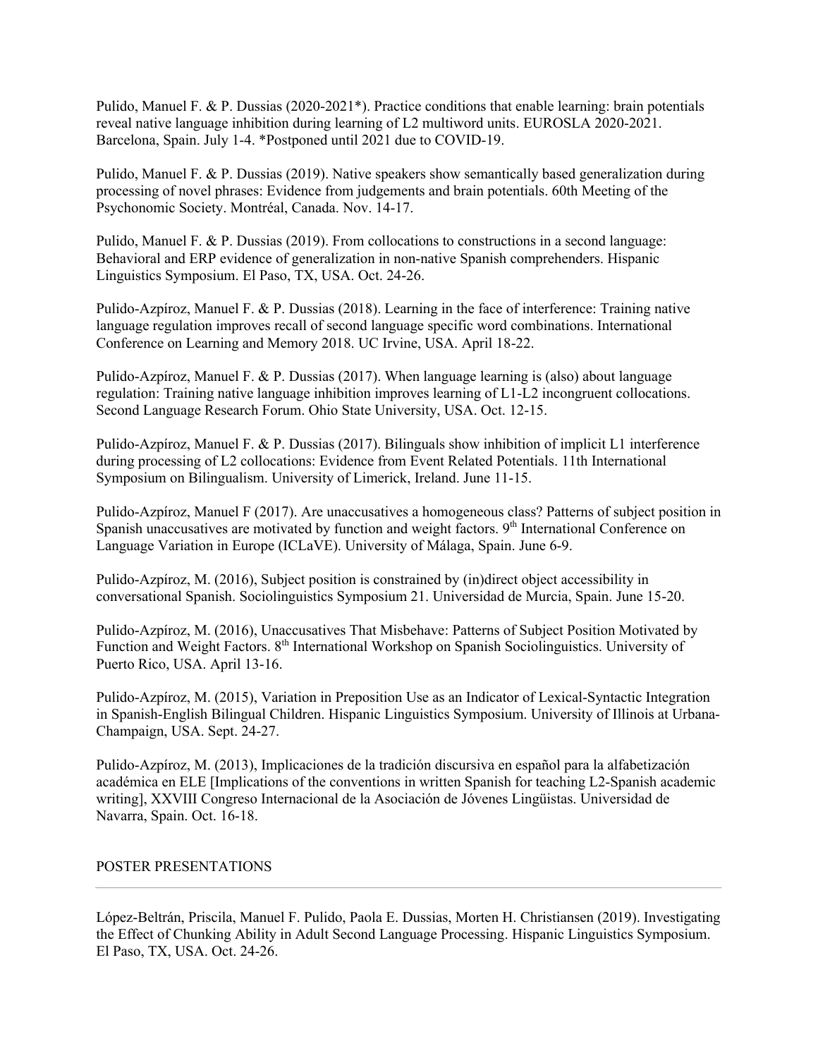Pulido, Manuel F. & P. Dussias (2020-2021*). Practice conditions that enable learning: brain potentials reveal native language inhibition during learning of L2 multiword units. EUROSLA 2020-2021. Barcelona, Spain. July 1-4. *Postponed until 2021 due to COVID-19.

Pulido, Manuel F. & P. Dussias (2019). Native speakers show semantically based generalization during processing of novel phrases: Evidence from judgements and brain potentials. 60th Meeting of the Psychonomic Society. Montréal, Canada. Nov. 14-17.

Pulido, Manuel F. & P. Dussias (2019). From collocations to constructions in a second language: Behavioral and ERP evidence of generalization in non-native Spanish comprehenders. Hispanic Linguistics Symposium. El Paso, TX, USA. Oct. 24-26.

Pulido-Azpíroz, Manuel F. & P. Dussias (2018). Learning in the face of interference: Training native language regulation improves recall of second language specific word combinations. International Conference on Learning and Memory 2018. UC Irvine, USA. April 18-22.

Pulido-Azpíroz, Manuel F. & P. Dussias (2017). When language learning is (also) about language regulation: Training native language inhibition improves learning of L1-L2 incongruent collocations. Second Language Research Forum. Ohio State University, USA. Oct. 12-15.

Pulido-Azpíroz, Manuel F. & P. Dussias (2017). Bilinguals show inhibition of implicit L1 interference during processing of L2 collocations: Evidence from Event Related Potentials. 11th International Symposium on Bilingualism. University of Limerick, Ireland. June 11-15.

Pulido-Azpíroz, Manuel F (2017). Are unaccusatives a homogeneous class? Patterns of subject position in Spanish unaccusatives are motivated by function and weight factors. 9th International Conference on Language Variation in Europe (ICLaVE). University of Málaga, Spain. June 6-9.

Pulido-Azpíroz, M. (2016), Subject position is constrained by (in)direct object accessibility in conversational Spanish. Sociolinguistics Symposium 21. Universidad de Murcia, Spain. June 15-20.

Pulido-Azpíroz, M. (2016), Unaccusatives That Misbehave: Patterns of Subject Position Motivated by Function and Weight Factors. 8th International Workshop on Spanish Sociolinguistics. University of Puerto Rico, USA. April 13-16.

Pulido-Azpíroz, M. (2015), Variation in Preposition Use as an Indicator of Lexical-Syntactic Integration in Spanish-English Bilingual Children. Hispanic Linguistics Symposium. University of Illinois at Urbana-Champaign, USA. Sept. 24-27.

Pulido-Azpíroz, M. (2013), Implicaciones de la tradición discursiva en español para la alfabetización académica en ELE [Implications of the conventions in written Spanish for teaching L2-Spanish academic writing], XXVIII Congreso Internacional de la Asociación de Jóvenes Lingüistas. Universidad de Navarra, Spain. Oct. 16-18.

## POSTER PRESENTATIONS

López-Beltrán, Priscila, Manuel F. Pulido, Paola E. Dussias, Morten H. Christiansen (2019). Investigating the Effect of Chunking Ability in Adult Second Language Processing. Hispanic Linguistics Symposium. El Paso, TX, USA. Oct. 24-26.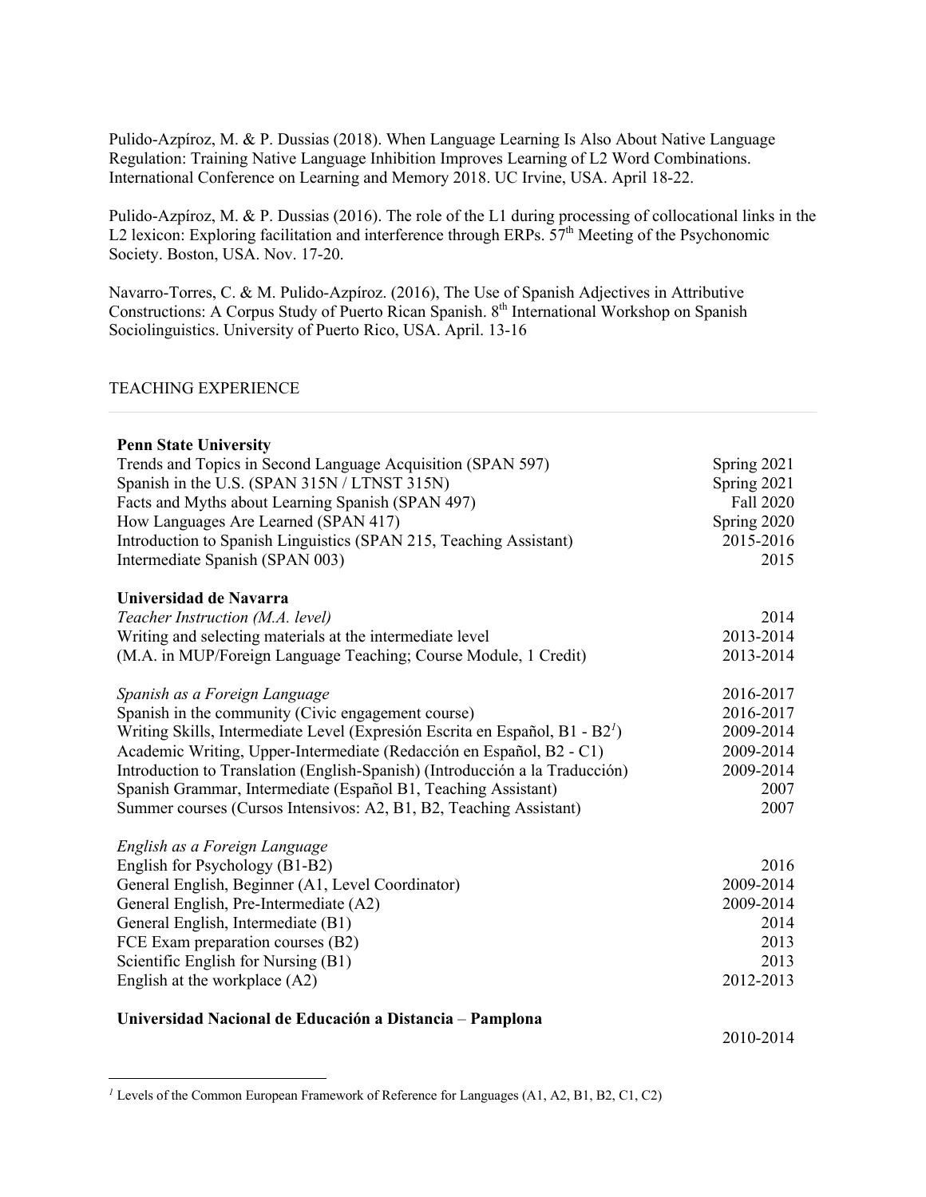Pulido-Azpíroz, M. & P. Dussias (2018). When Language Learning Is Also About Native Language Regulation: Training Native Language Inhibition Improves Learning of L2 Word Combinations. International Conference on Learning and Memory 2018. UC Irvine, USA. April 18-22.

Pulido-Azpíroz, M. & P. Dussias (2016). The role of the L1 during processing of collocational links in the L2 lexicon: Exploring facilitation and interference through ERPs. 57th Meeting of the Psychonomic Society. Boston, USA. Nov. 17-20.

Navarro-Torres, C. & M. Pulido-Azpíroz. (2016), The Use of Spanish Adjectives in Attributive Constructions: A Corpus Study of Puerto Rican Spanish. 8th International Workshop on Spanish Sociolinguistics. University of Puerto Rico, USA. April. 13-16

## TEACHING EXPERIENCE

**Penn State University**

| | |
|---|---|
| Trends and Topics in Second Language Acquisition (SPAN 597) | Spring 2021 |
| Spanish in the U.S. (SPAN 315N / LTNST 315N) | Spring 2021 |
| Facts and Myths about Learning Spanish (SPAN 497) | Fall 2020 |
| How Languages Are Learned (SPAN 417) | Spring 2020 |
| Introduction to Spanish Linguistics (SPAN 215, Teaching Assistant) | 2015-2016 |
| Intermediate Spanish (SPAN 003) | 2015 |

**Universidad de Navarra**

| | |
|---|---|
| *Teacher Instruction (M.A. level)* | 2014 |
| Writing and selecting materials at the intermediate level | 2013-2014 |
| (M.A. in MUP/Foreign Language Teaching; Course Module, 1 Credit) | 2013-2014 |
| | |
| *Spanish as a Foreign Language* | 2016-2017 |
| Spanish in the community (Civic engagement course) | 2016-2017 |
| Writing Skills, Intermediate Level (Expresión Escrita en Español, B1 - B2[1]) | 2009-2014 |
| Academic Writing, Upper-Intermediate (Redacción en Español, B2 - C1) | 2009-2014 |
| Introduction to Translation (English-Spanish) (Introducción a la Traducción) | 2009-2014 |
| Spanish Grammar, Intermediate (Español B1, Teaching Assistant) | 2007 |
| Summer courses (Cursos Intensivos: A2, B1, B2, Teaching Assistant) | 2007 |
| | |
| *English as a Foreign Language* | |
| English for Psychology (B1-B2) | 2016 |
| General English, Beginner (A1, Level Coordinator) | 2009-2014 |
| General English, Pre-Intermediate (A2) | 2009-2014 |
| General English, Intermediate (B1) | 2014 |
| FCE Exam preparation courses (B2) | 2013 |
| Scientific English for Nursing (B1) | 2013 |
| English at the workplace (A2) | 2012-2013 |

**Universidad Nacional de Educación a Distancia** – **Pamplona**

2010-2014

[1] Levels of the Common European Framework of Reference for Languages (A1, A2, B1, B2, C1, C2)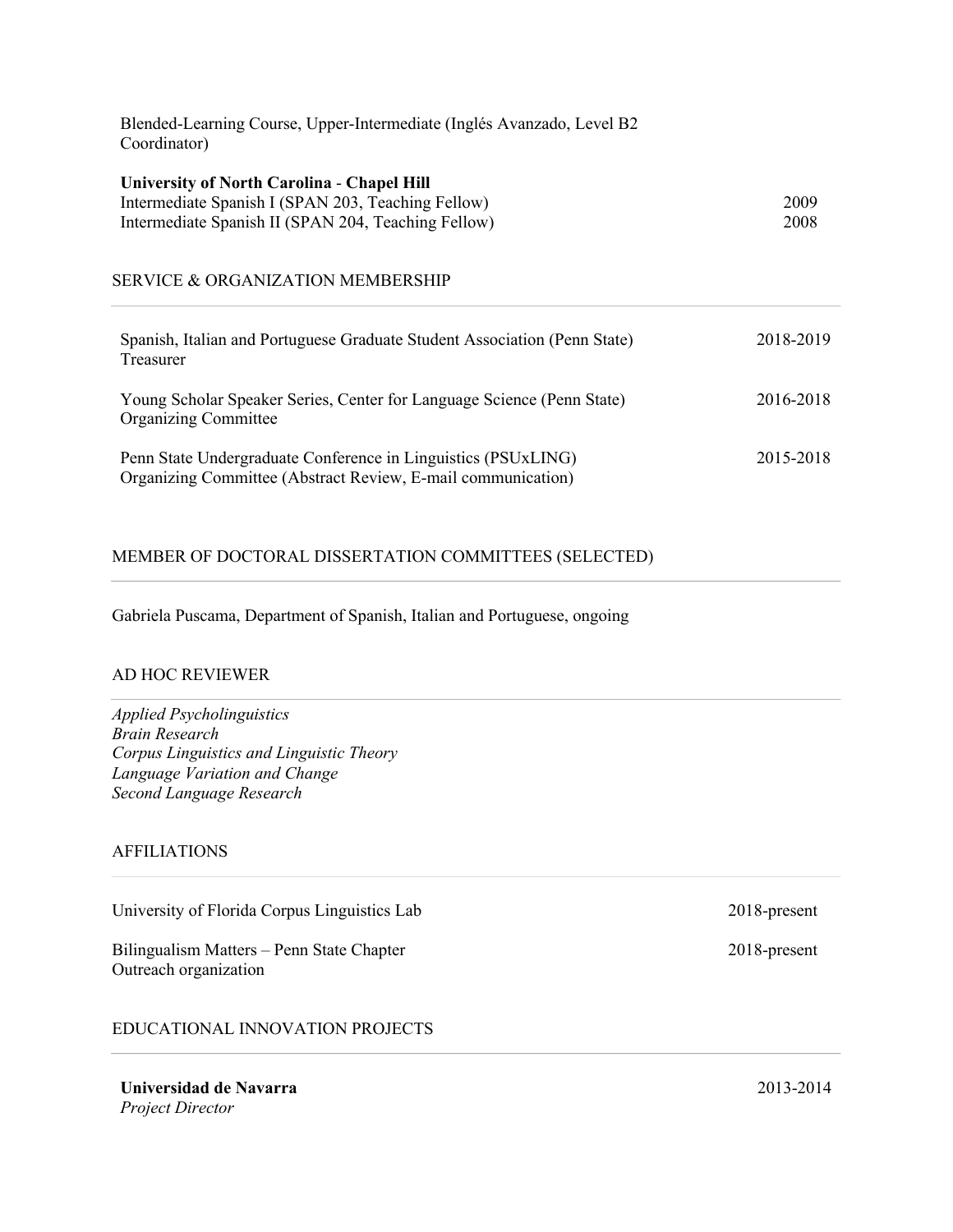Blended-Learning Course, Upper-Intermediate (Inglés Avanzado, Level B2 Coordinator)

**University of North Carolina - Chapel Hill**
Intermediate Spanish I (SPAN 203, Teaching Fellow) 2009
Intermediate Spanish II (SPAN 204, Teaching Fellow) 2008

## SERVICE & ORGANIZATION MEMBERSHIP

Spanish, Italian and Portuguese Graduate Student Association (Penn State) 2018-2019
Treasurer

Young Scholar Speaker Series, Center for Language Science (Penn State) 2016-2018
Organizing Committee

Penn State Undergraduate Conference in Linguistics (PSUxLING) 2015-2018
Organizing Committee (Abstract Review, E-mail communication)

## MEMBER OF DOCTORAL DISSERTATION COMMITTEES (SELECTED)

Gabriela Puscama, Department of Spanish, Italian and Portuguese, ongoing

## AD HOC REVIEWER

*Applied Psycholinguistics*
*Brain Research*
*Corpus Linguistics and Linguistic Theory*
*Language Variation and Change*
*Second Language Research*

## AFFILIATIONS

University of Florida Corpus Linguistics Lab 2018-present

Bilingualism Matters – Penn State Chapter 2018-present
Outreach organization

## EDUCATIONAL INNOVATION PROJECTS

**Universidad de Navarra** 2013-2014
*Project Director*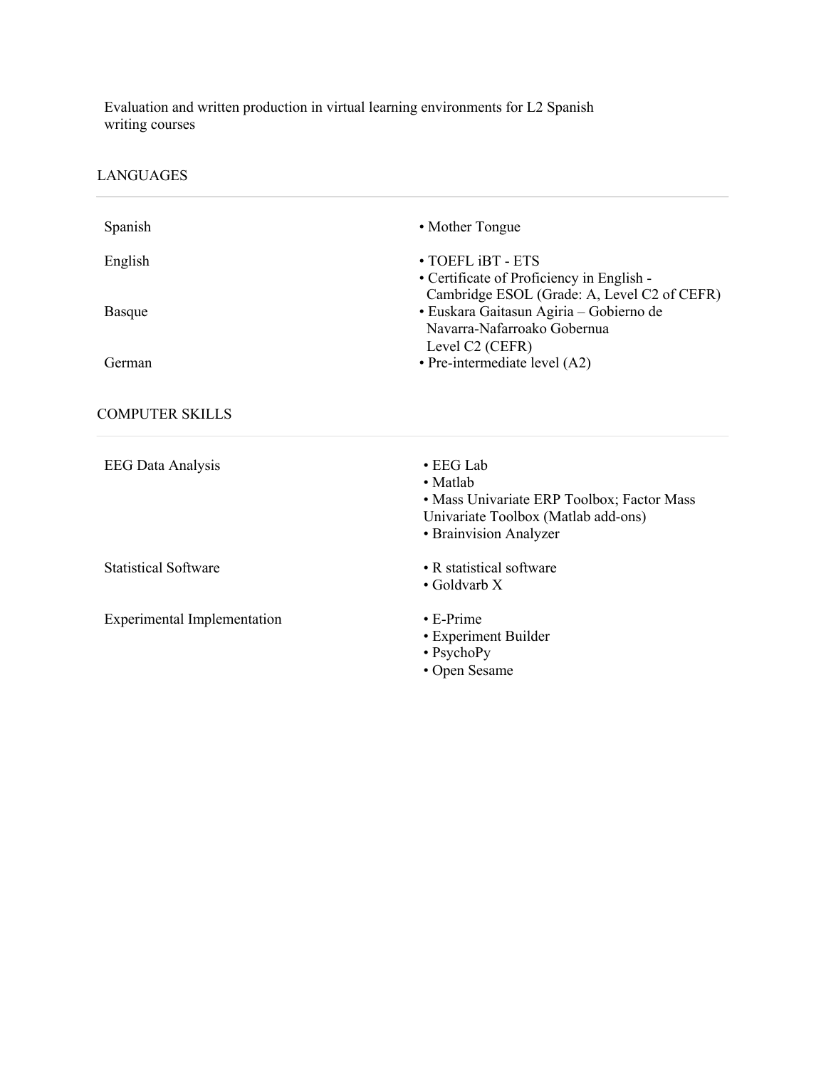Evaluation and written production in virtual learning environments for L2 Spanish writing courses

## LANGUAGES

| | |
|---|---|
| Spanish | • Mother Tongue |
| English | • TOEFL iBT - ETS<br>• Certificate of Proficiency in English - Cambridge ESOL (Grade: A, Level C2 of CEFR) |
| Basque | • Euskara Gaitasun Agiria – Gobierno de Navarra-Nafarroako Gobernua Level C2 (CEFR) |
| German | • Pre-intermediate level (A2) |

## COMPUTER SKILLS

| | |
|---|---|
| EEG Data Analysis | • EEG Lab<br>• Matlab<br>• Mass Univariate ERP Toolbox; Factor Mass Univariate Toolbox (Matlab add-ons)<br>• Brainvision Analyzer |
| Statistical Software | • R statistical software<br>• Goldvarb X |
| Experimental Implementation | • E-Prime<br>• Experiment Builder<br>• PsychoPy<br>• Open Sesame |